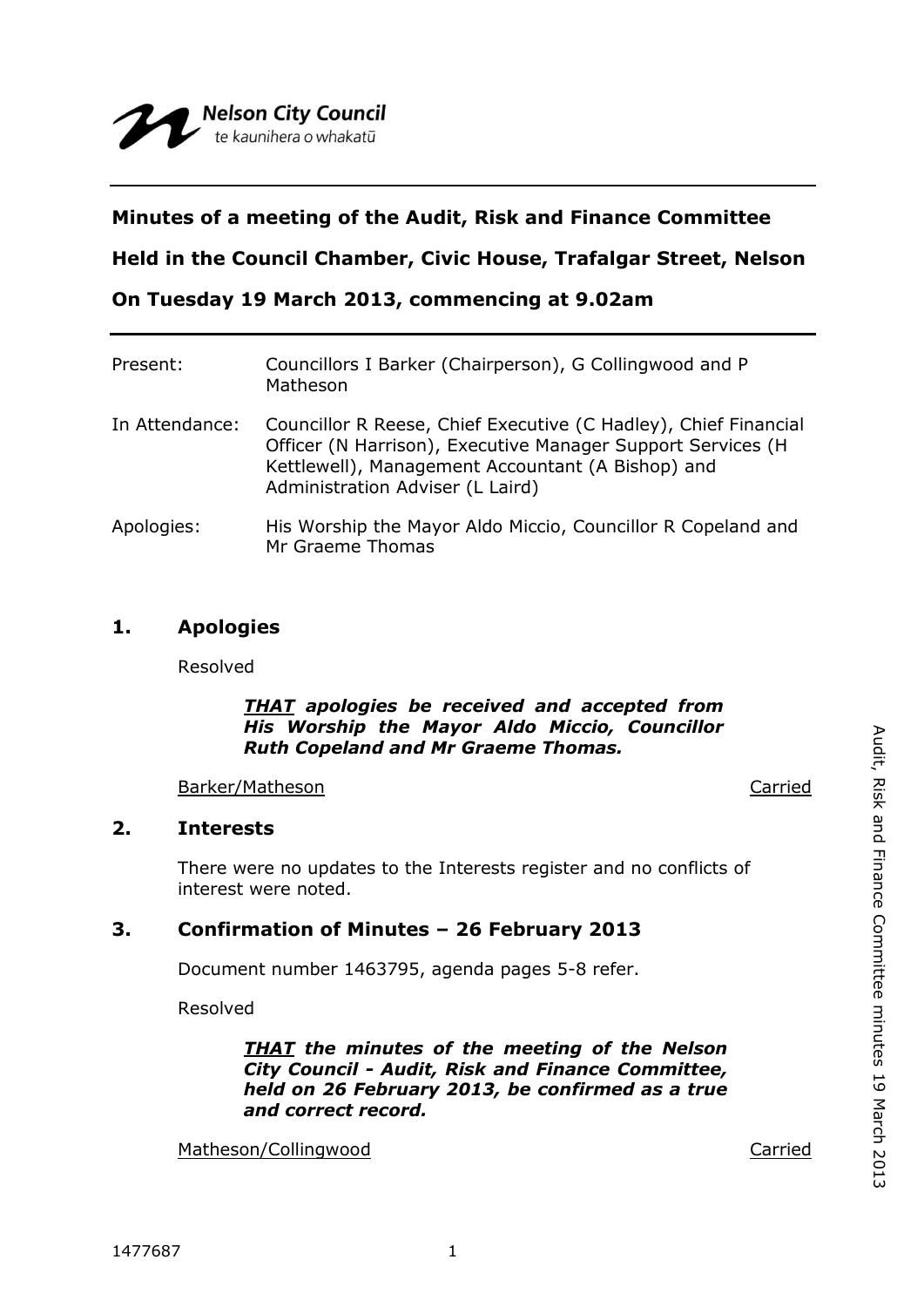Nelson City Council
te kaunihera o whakatū

**Minutes of a meeting of the Audit, Risk and Finance Committee**

**Held in the Council Chamber, Civic House, Trafalgar Street, Nelson**

**On Tuesday 19 March 2013, commencing at 9.02am**

Present: Councillors I Barker (Chairperson), G Collingwood and P Matheson

In Attendance: Councillor R Reese, Chief Executive (C Hadley), Chief Financial Officer (N Harrison), Executive Manager Support Services (H Kettlewell), Management Accountant (A Bishop) and Administration Adviser (L Laird)

Apologies: His Worship the Mayor Aldo Miccio, Councillor R Copeland and Mr Graeme Thomas

## 1. Apologies

Resolved

> ***THAT apologies be received and accepted from His Worship the Mayor Aldo Miccio, Councillor Ruth Copeland and Mr Graeme Thomas.***

Barker/Matheson — Carried

## 2. Interests

There were no updates to the Interests register and no conflicts of interest were noted.

## 3. Confirmation of Minutes – 26 February 2013

Document number 1463795, agenda pages 5-8 refer.

Resolved

> ***THAT the minutes of the meeting of the Nelson City Council - Audit, Risk and Finance Committee, held on 26 February 2013, be confirmed as a true and correct record.***

Matheson/Collingwood — Carried

1477687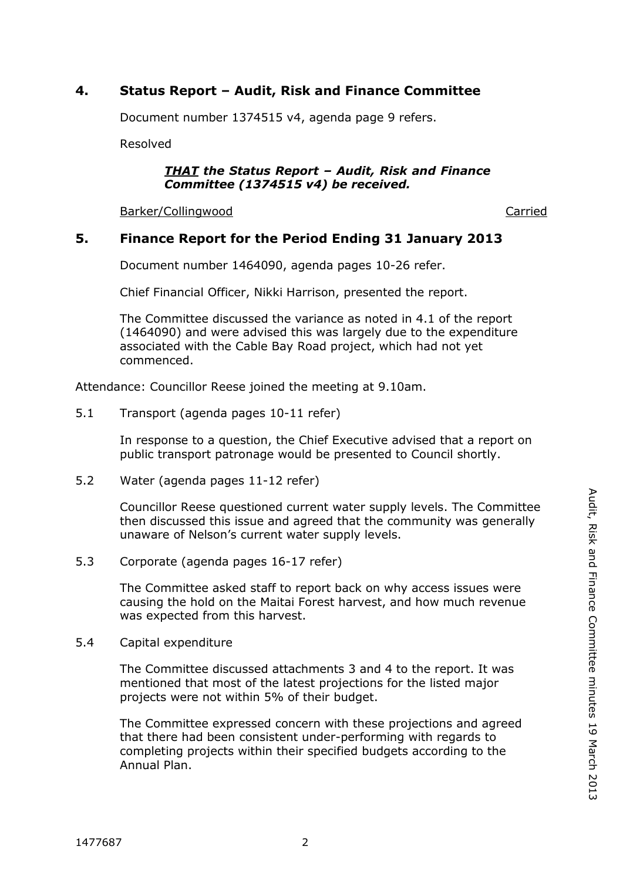## 4. Status Report – Audit, Risk and Finance Committee

Document number 1374515 v4, agenda page 9 refers.

Resolved

> ***THAT** the Status Report – Audit, Risk and Finance Committee (1374515 v4) be received.*

Barker/Collingwood — Carried

## 5. Finance Report for the Period Ending 31 January 2013

Document number 1464090, agenda pages 10-26 refer.

Chief Financial Officer, Nikki Harrison, presented the report.

The Committee discussed the variance as noted in 4.1 of the report (1464090) and were advised this was largely due to the expenditure associated with the Cable Bay Road project, which had not yet commenced.

Attendance: Councillor Reese joined the meeting at 9.10am.

5.1 Transport (agenda pages 10-11 refer)

In response to a question, the Chief Executive advised that a report on public transport patronage would be presented to Council shortly.

5.2 Water (agenda pages 11-12 refer)

Councillor Reese questioned current water supply levels. The Committee then discussed this issue and agreed that the community was generally unaware of Nelson's current water supply levels.

5.3 Corporate (agenda pages 16-17 refer)

The Committee asked staff to report back on why access issues were causing the hold on the Maitai Forest harvest, and how much revenue was expected from this harvest.

5.4 Capital expenditure

The Committee discussed attachments 3 and 4 to the report. It was mentioned that most of the latest projections for the listed major projects were not within 5% of their budget.

The Committee expressed concern with these projections and agreed that there had been consistent under-performing with regards to completing projects within their specified budgets according to the Annual Plan.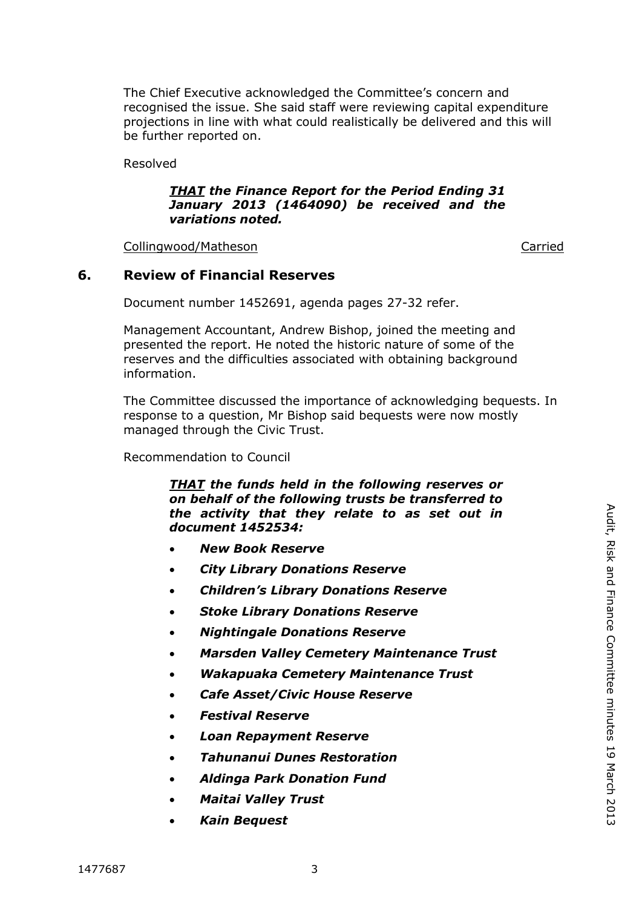The Chief Executive acknowledged the Committee's concern and recognised the issue. She said staff were reviewing capital expenditure projections in line with what could realistically be delivered and this will be further reported on.

Resolved

> ***THAT*** ***the Finance Report for the Period Ending 31 January 2013 (1464090) be received and the variations noted.***

Collingwood/Matheson — Carried

## 6. Review of Financial Reserves

Document number 1452691, agenda pages 27-32 refer.

Management Accountant, Andrew Bishop, joined the meeting and presented the report. He noted the historic nature of some of the reserves and the difficulties associated with obtaining background information.

The Committee discussed the importance of acknowledging bequests. In response to a question, Mr Bishop said bequests were now mostly managed through the Civic Trust.

Recommendation to Council

> ***THAT*** ***the funds held in the following reserves or on behalf of the following trusts be transferred to the activity that they relate to as set out in document 1452534:***
>
> - ***New Book Reserve***
> - ***City Library Donations Reserve***
> - ***Children's Library Donations Reserve***
> - ***Stoke Library Donations Reserve***
> - ***Nightingale Donations Reserve***
> - ***Marsden Valley Cemetery Maintenance Trust***
> - ***Wakapuaka Cemetery Maintenance Trust***
> - ***Cafe Asset/Civic House Reserve***
> - ***Festival Reserve***
> - ***Loan Repayment Reserve***
> - ***Tahunanui Dunes Restoration***
> - ***Aldinga Park Donation Fund***
> - ***Maitai Valley Trust***
> - ***Kain Bequest***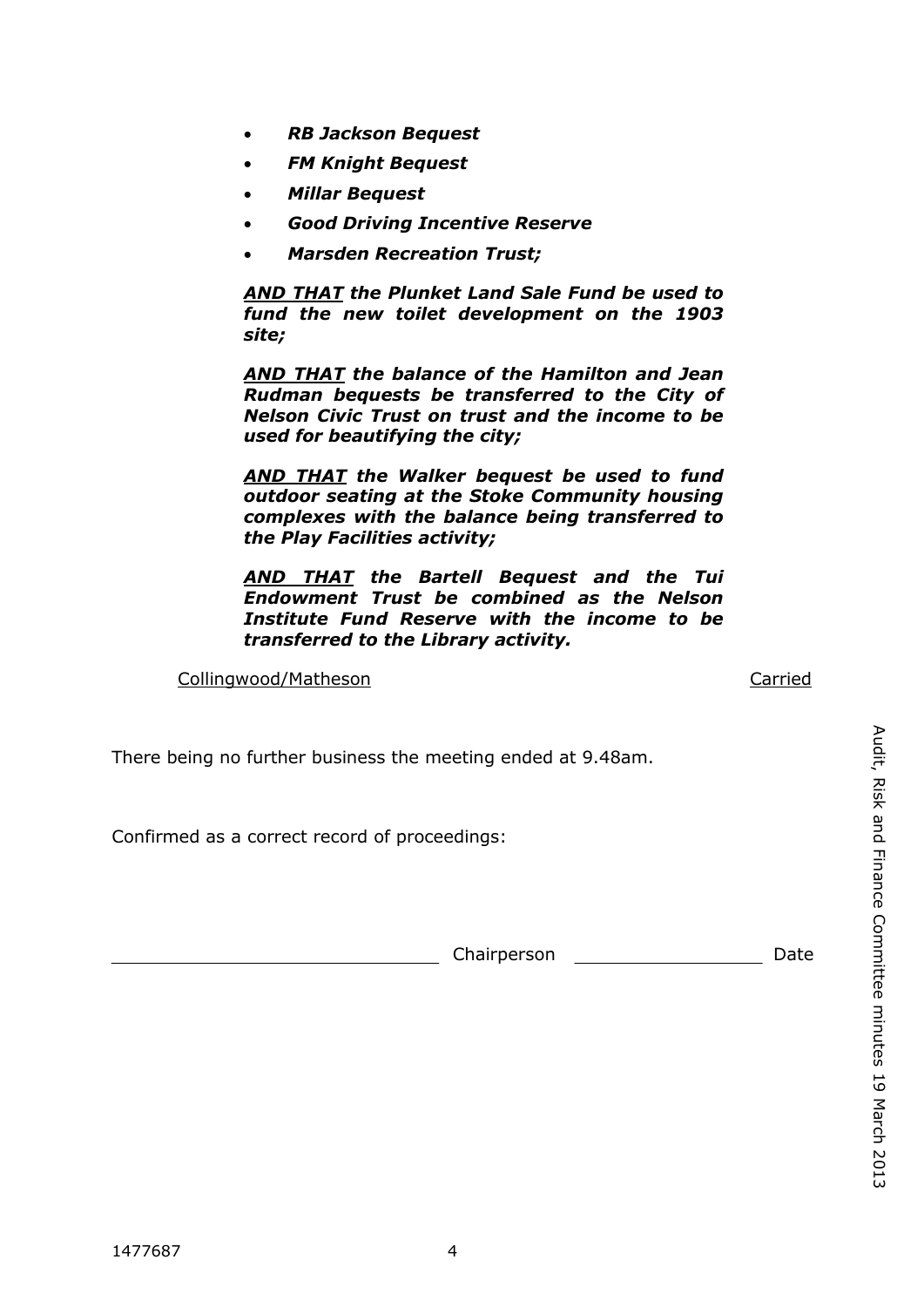- ***RB Jackson Bequest***
- ***FM Knight Bequest***
- ***Millar Bequest***
- ***Good Driving Incentive Reserve***
- ***Marsden Recreation Trust;***

***AND THAT** the Plunket Land Sale Fund be used to fund the new toilet development on the 1903 site;*

***AND THAT** the balance of the Hamilton and Jean Rudman bequests be transferred to the City of Nelson Civic Trust on trust and the income to be used for beautifying the city;*

***AND THAT** the Walker bequest be used to fund outdoor seating at the Stoke Community housing complexes with the balance being transferred to the Play Facilities activity;*

***AND THAT** the Bartell Bequest and the Tui Endowment Trust be combined as the Nelson Institute Fund Reserve with the income to be transferred to the Library activity.*

Collingwood/Matheson — Carried

There being no further business the meeting ended at 9.48am.

Confirmed as a correct record of proceedings:

\_\_\_\_\_\_\_\_\_\_\_\_\_\_\_\_\_\_\_\_\_\_\_\_\_\_\_\_\_\_ Chairperson \_\_\_\_\_\_\_\_\_\_\_\_\_\_\_\_\_\_ Date